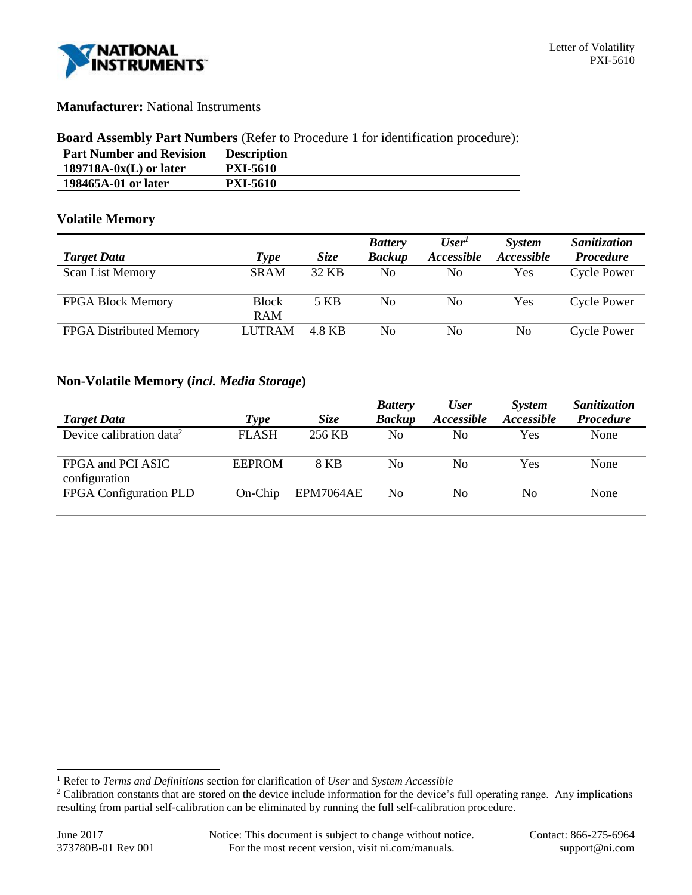**Manufacturer:** National Instruments

**Board Assembly Part Numbers** (Refer to Procedure 1 for identification procedure):

| Part Number and Revision | Description |
|---|---|
| **189718A-0x(L) or later** | **PXI-5610** |
| **198465A-01 or later** | **PXI-5610** |

## Volatile Memory

| *Target Data* | *Type* | *Size* | *Battery Backup* | *User[1] Accessible* | *System Accessible* | *Sanitization Procedure* |
|---|---|---|---|---|---|---|
| Scan List Memory | SRAM | 32 KB | No | No | Yes | Cycle Power |
| FPGA Block Memory | Block RAM | 5 KB | No | No | Yes | Cycle Power |
| FPGA Distributed Memory | LUTRAM | 4.8 KB | No | No | No | Cycle Power |

## Non-Volatile Memory (*incl. Media Storage*)

| *Target Data* | *Type* | *Size* | *Battery Backup* | *User Accessible* | *System Accessible* | *Sanitization Procedure* |
|---|---|---|---|---|---|---|
| Device calibration data[2] | FLASH | 256 KB | No | No | Yes | None |
| FPGA and PCI ASIC configuration | EEPROM | 8 KB | No | No | Yes | None |
| FPGA Configuration PLD | On-Chip | EPM7064AE | No | No | No | None |

[1] Refer to *Terms and Definitions* section for clarification of *User* and *System Accessible*

[2] Calibration constants that are stored on the device include information for the device's full operating range. Any implications resulting from partial self-calibration can be eliminated by running the full self-calibration procedure.

June 2017
373780B-01 Rev 001

Notice: This document is subject to change without notice. For the most recent version, visit ni.com/manuals.

Contact: 866-275-6964
support@ni.com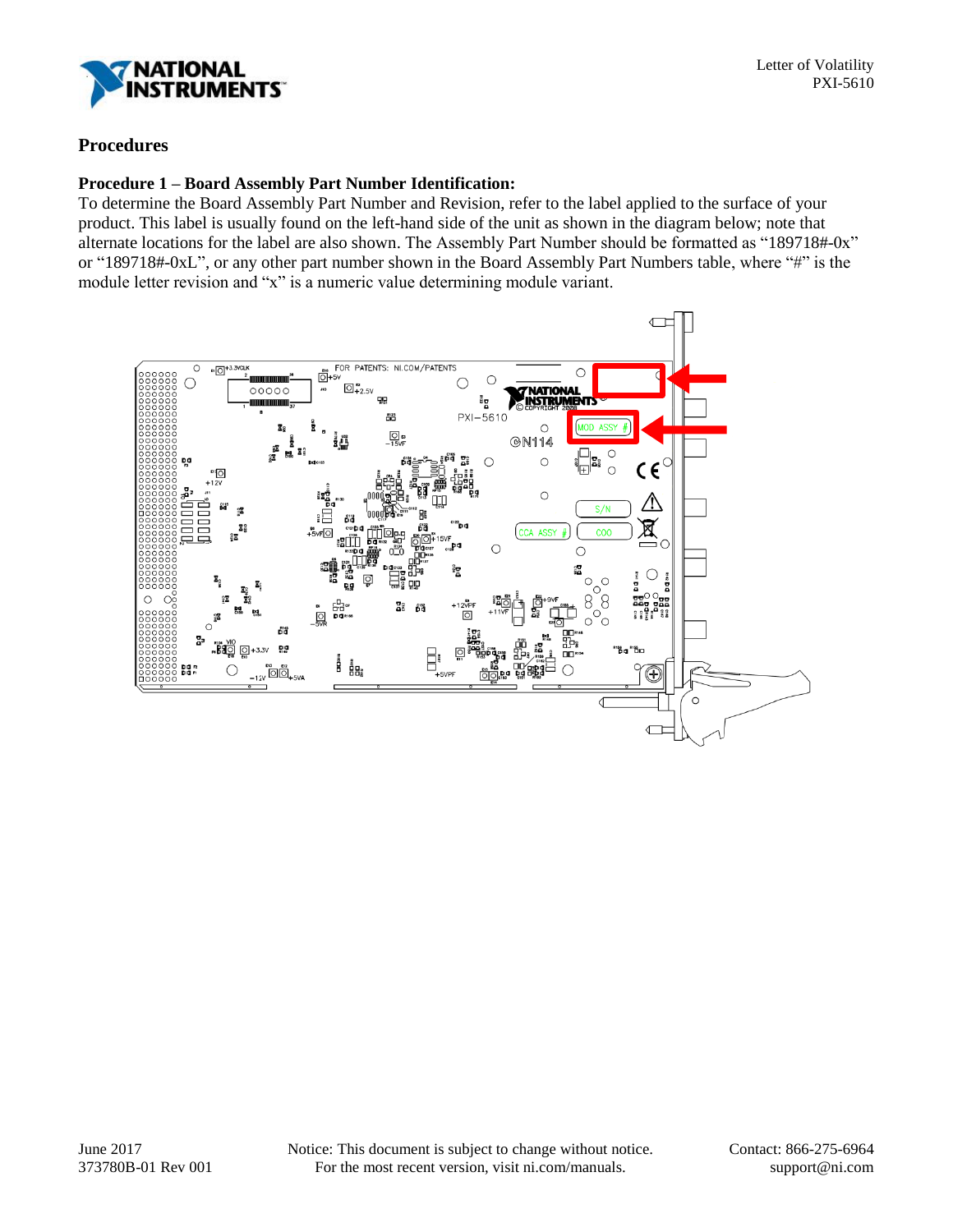# Procedures

**Procedure 1 – Board Assembly Part Number Identification:**
To determine the Board Assembly Part Number and Revision, refer to the label applied to the surface of your product. This label is usually found on the left-hand side of the unit as shown in the diagram below; note that alternate locations for the label are also shown. The Assembly Part Number should be formatted as "189718#-0x" or "189718#-0xL", or any other part number shown in the Board Assembly Part Numbers table, where "#" is the module letter revision and "x" is a numeric value determining module variant.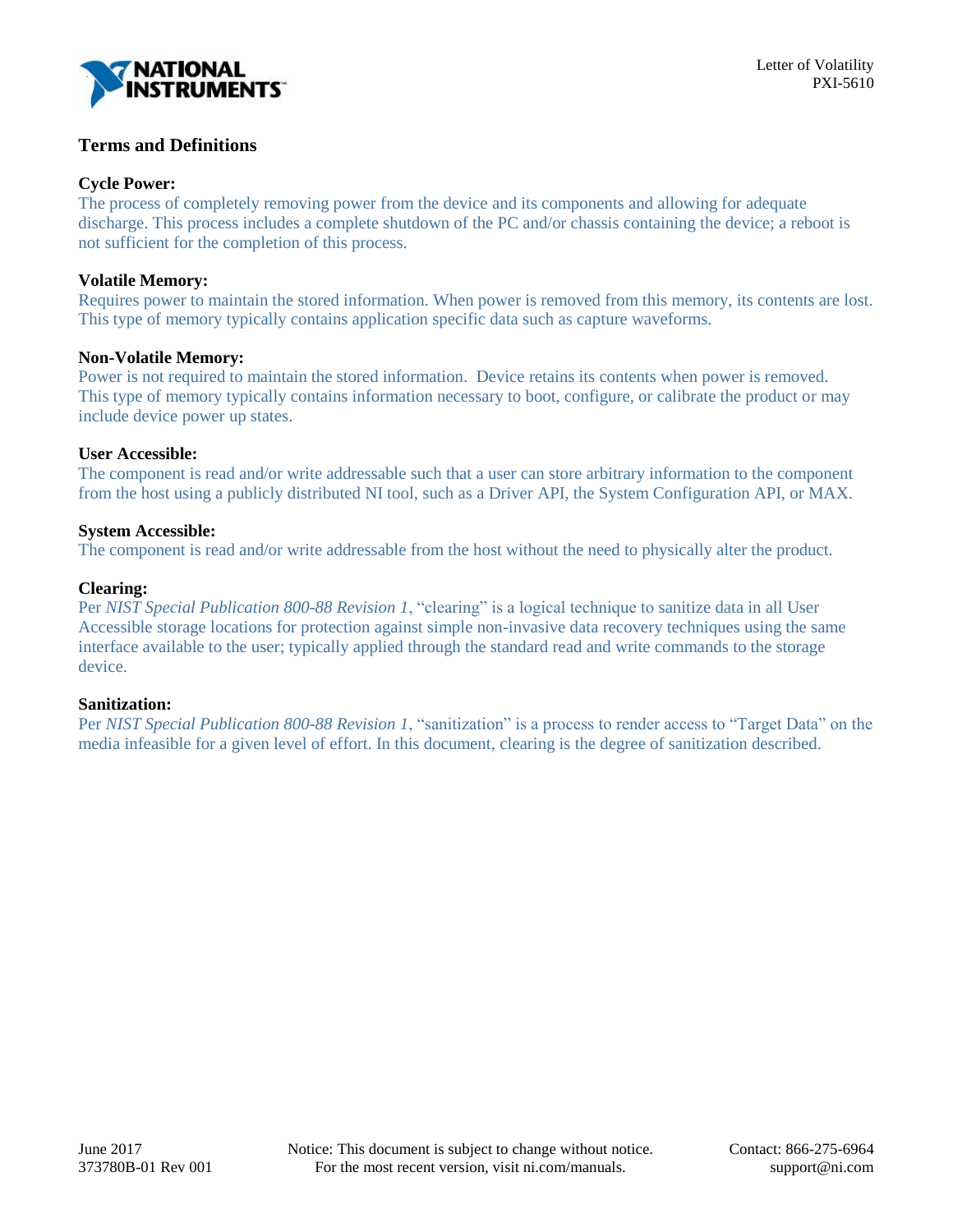## Terms and Definitions

**Cycle Power:**
The process of completely removing power from the device and its components and allowing for adequate discharge. This process includes a complete shutdown of the PC and/or chassis containing the device; a reboot is not sufficient for the completion of this process.

**Volatile Memory:**
Requires power to maintain the stored information. When power is removed from this memory, its contents are lost. This type of memory typically contains application specific data such as capture waveforms.

**Non-Volatile Memory:**
Power is not required to maintain the stored information.  Device retains its contents when power is removed. This type of memory typically contains information necessary to boot, configure, or calibrate the product or may include device power up states.

**User Accessible:**
The component is read and/or write addressable such that a user can store arbitrary information to the component from the host using a publicly distributed NI tool, such as a Driver API, the System Configuration API, or MAX.

**System Accessible:**
The component is read and/or write addressable from the host without the need to physically alter the product.

**Clearing:**
Per *NIST Special Publication 800-88 Revision 1*, "clearing" is a logical technique to sanitize data in all User Accessible storage locations for protection against simple non-invasive data recovery techniques using the same interface available to the user; typically applied through the standard read and write commands to the storage device.

**Sanitization:**
Per *NIST Special Publication 800-88 Revision 1*, "sanitization" is a process to render access to "Target Data" on the media infeasible for a given level of effort. In this document, clearing is the degree of sanitization described.